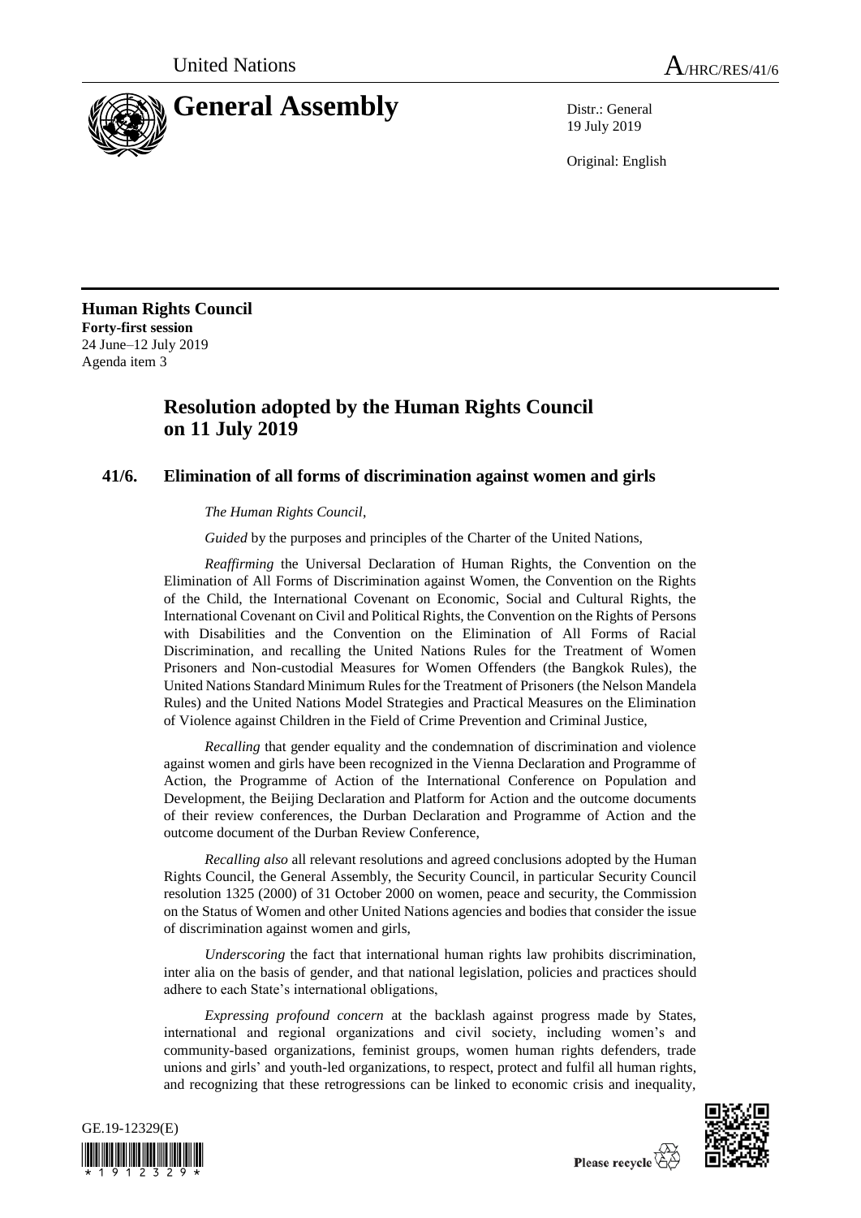United Nations A/HRC/RES/41/6

# General Assembly

Distr.: General
19 July 2019

Original: English

**Human Rights Council**
**Forty-first session**
24 June–12 July 2019
Agenda item 3

## Resolution adopted by the Human Rights Council on 11 July 2019

### 41/6. Elimination of all forms of discrimination against women and girls

*The Human Rights Council*,

*Guided* by the purposes and principles of the Charter of the United Nations,

*Reaffirming* the Universal Declaration of Human Rights, the Convention on the Elimination of All Forms of Discrimination against Women, the Convention on the Rights of the Child, the International Covenant on Economic, Social and Cultural Rights, the International Covenant on Civil and Political Rights, the Convention on the Rights of Persons with Disabilities and the Convention on the Elimination of All Forms of Racial Discrimination, and recalling the United Nations Rules for the Treatment of Women Prisoners and Non-custodial Measures for Women Offenders (the Bangkok Rules), the United Nations Standard Minimum Rules for the Treatment of Prisoners (the Nelson Mandela Rules) and the United Nations Model Strategies and Practical Measures on the Elimination of Violence against Children in the Field of Crime Prevention and Criminal Justice,

*Recalling* that gender equality and the condemnation of discrimination and violence against women and girls have been recognized in the Vienna Declaration and Programme of Action, the Programme of Action of the International Conference on Population and Development, the Beijing Declaration and Platform for Action and the outcome documents of their review conferences, the Durban Declaration and Programme of Action and the outcome document of the Durban Review Conference,

*Recalling also* all relevant resolutions and agreed conclusions adopted by the Human Rights Council, the General Assembly, the Security Council, in particular Security Council resolution 1325 (2000) of 31 October 2000 on women, peace and security, the Commission on the Status of Women and other United Nations agencies and bodies that consider the issue of discrimination against women and girls,

*Underscoring* the fact that international human rights law prohibits discrimination, inter alia on the basis of gender, and that national legislation, policies and practices should adhere to each State's international obligations,

*Expressing profound concern* at the backlash against progress made by States, international and regional organizations and civil society, including women's and community-based organizations, feminist groups, women human rights defenders, trade unions and girls' and youth-led organizations, to respect, protect and fulfil all human rights, and recognizing that these retrogressions can be linked to economic crisis and inequality,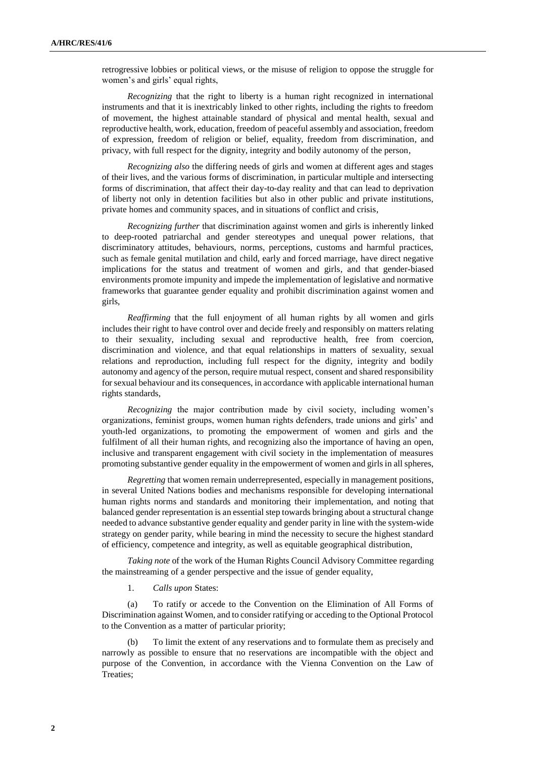retrogressive lobbies or political views, or the misuse of religion to oppose the struggle for women's and girls' equal rights,

*Recognizing* that the right to liberty is a human right recognized in international instruments and that it is inextricably linked to other rights, including the rights to freedom of movement, the highest attainable standard of physical and mental health, sexual and reproductive health, work, education, freedom of peaceful assembly and association, freedom of expression, freedom of religion or belief, equality, freedom from discrimination, and privacy, with full respect for the dignity, integrity and bodily autonomy of the person,

*Recognizing also* the differing needs of girls and women at different ages and stages of their lives, and the various forms of discrimination, in particular multiple and intersecting forms of discrimination, that affect their day-to-day reality and that can lead to deprivation of liberty not only in detention facilities but also in other public and private institutions, private homes and community spaces, and in situations of conflict and crisis,

*Recognizing further* that discrimination against women and girls is inherently linked to deep-rooted patriarchal and gender stereotypes and unequal power relations, that discriminatory attitudes, behaviours, norms, perceptions, customs and harmful practices, such as female genital mutilation and child, early and forced marriage, have direct negative implications for the status and treatment of women and girls, and that gender-biased environments promote impunity and impede the implementation of legislative and normative frameworks that guarantee gender equality and prohibit discrimination against women and girls,

*Reaffirming* that the full enjoyment of all human rights by all women and girls includes their right to have control over and decide freely and responsibly on matters relating to their sexuality, including sexual and reproductive health, free from coercion, discrimination and violence, and that equal relationships in matters of sexuality, sexual relations and reproduction, including full respect for the dignity, integrity and bodily autonomy and agency of the person, require mutual respect, consent and shared responsibility for sexual behaviour and its consequences, in accordance with applicable international human rights standards,

*Recognizing* the major contribution made by civil society, including women's organizations, feminist groups, women human rights defenders, trade unions and girls' and youth-led organizations, to promoting the empowerment of women and girls and the fulfilment of all their human rights, and recognizing also the importance of having an open, inclusive and transparent engagement with civil society in the implementation of measures promoting substantive gender equality in the empowerment of women and girls in all spheres,

*Regretting* that women remain underrepresented, especially in management positions, in several United Nations bodies and mechanisms responsible for developing international human rights norms and standards and monitoring their implementation, and noting that balanced gender representation is an essential step towards bringing about a structural change needed to advance substantive gender equality and gender parity in line with the system-wide strategy on gender parity, while bearing in mind the necessity to secure the highest standard of efficiency, competence and integrity, as well as equitable geographical distribution,

*Taking note* of the work of the Human Rights Council Advisory Committee regarding the mainstreaming of a gender perspective and the issue of gender equality,

1. *Calls upon* States:

(a) To ratify or accede to the Convention on the Elimination of All Forms of Discrimination against Women, and to consider ratifying or acceding to the Optional Protocol to the Convention as a matter of particular priority;

(b) To limit the extent of any reservations and to formulate them as precisely and narrowly as possible to ensure that no reservations are incompatible with the object and purpose of the Convention, in accordance with the Vienna Convention on the Law of Treaties;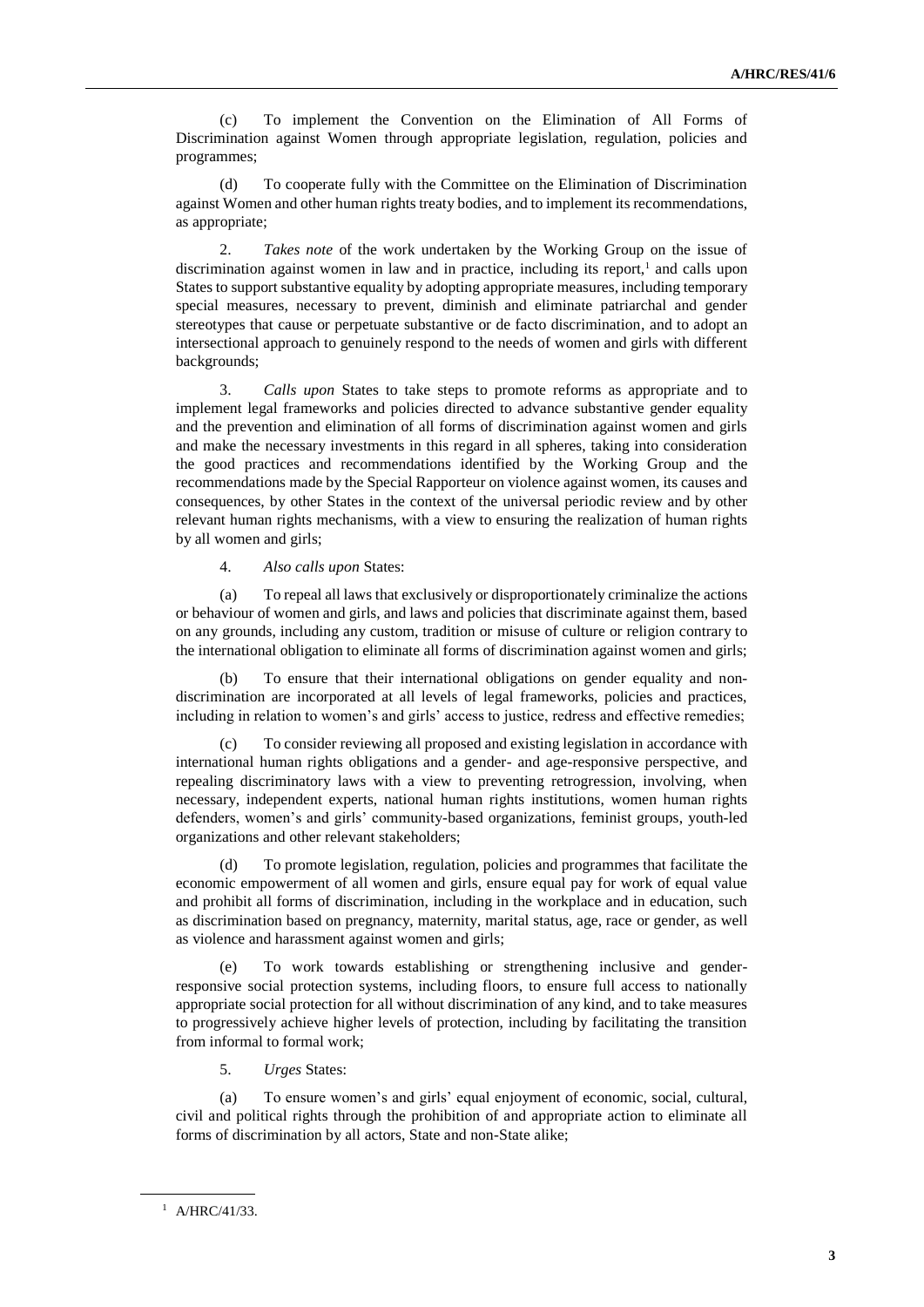(c) To implement the Convention on the Elimination of All Forms of Discrimination against Women through appropriate legislation, regulation, policies and programmes;

(d) To cooperate fully with the Committee on the Elimination of Discrimination against Women and other human rights treaty bodies, and to implement its recommendations, as appropriate;

2. *Takes note* of the work undertaken by the Working Group on the issue of discrimination against women in law and in practice, including its report,[1] and calls upon States to support substantive equality by adopting appropriate measures, including temporary special measures, necessary to prevent, diminish and eliminate patriarchal and gender stereotypes that cause or perpetuate substantive or de facto discrimination, and to adopt an intersectional approach to genuinely respond to the needs of women and girls with different backgrounds;

3. *Calls upon* States to take steps to promote reforms as appropriate and to implement legal frameworks and policies directed to advance substantive gender equality and the prevention and elimination of all forms of discrimination against women and girls and make the necessary investments in this regard in all spheres, taking into consideration the good practices and recommendations identified by the Working Group and the recommendations made by the Special Rapporteur on violence against women, its causes and consequences, by other States in the context of the universal periodic review and by other relevant human rights mechanisms, with a view to ensuring the realization of human rights by all women and girls;

4. *Also calls upon* States:

(a) To repeal all laws that exclusively or disproportionately criminalize the actions or behaviour of women and girls, and laws and policies that discriminate against them, based on any grounds, including any custom, tradition or misuse of culture or religion contrary to the international obligation to eliminate all forms of discrimination against women and girls;

(b) To ensure that their international obligations on gender equality and non-discrimination are incorporated at all levels of legal frameworks, policies and practices, including in relation to women's and girls' access to justice, redress and effective remedies;

(c) To consider reviewing all proposed and existing legislation in accordance with international human rights obligations and a gender- and age-responsive perspective, and repealing discriminatory laws with a view to preventing retrogression, involving, when necessary, independent experts, national human rights institutions, women human rights defenders, women's and girls' community-based organizations, feminist groups, youth-led organizations and other relevant stakeholders;

(d) To promote legislation, regulation, policies and programmes that facilitate the economic empowerment of all women and girls, ensure equal pay for work of equal value and prohibit all forms of discrimination, including in the workplace and in education, such as discrimination based on pregnancy, maternity, marital status, age, race or gender, as well as violence and harassment against women and girls;

(e) To work towards establishing or strengthening inclusive and gender-responsive social protection systems, including floors, to ensure full access to nationally appropriate social protection for all without discrimination of any kind, and to take measures to progressively achieve higher levels of protection, including by facilitating the transition from informal to formal work;

5. *Urges* States:

(a) To ensure women's and girls' equal enjoyment of economic, social, cultural, civil and political rights through the prohibition of and appropriate action to eliminate all forms of discrimination by all actors, State and non-State alike;

[1] A/HRC/41/33.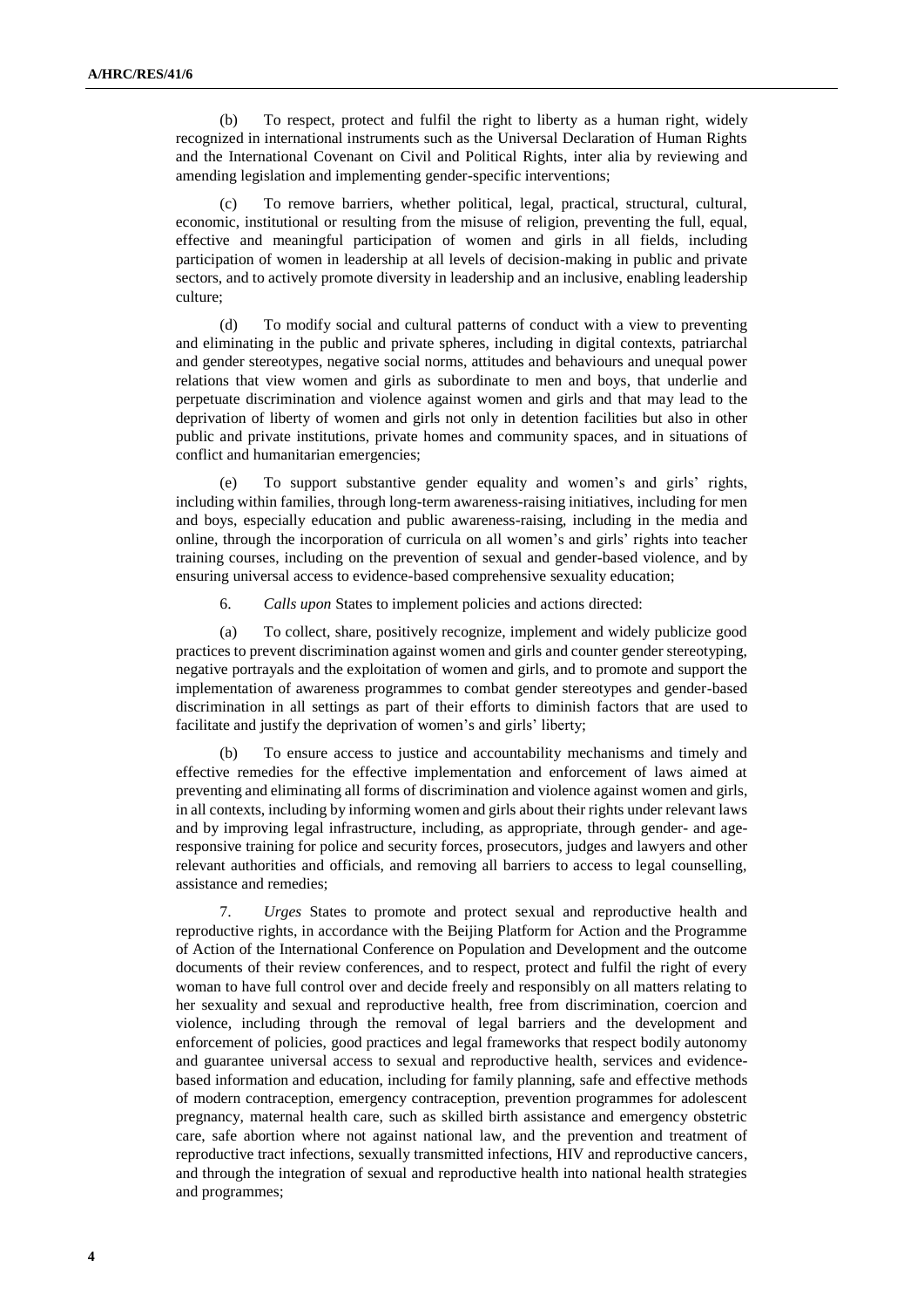(b) To respect, protect and fulfil the right to liberty as a human right, widely recognized in international instruments such as the Universal Declaration of Human Rights and the International Covenant on Civil and Political Rights, inter alia by reviewing and amending legislation and implementing gender-specific interventions;

(c) To remove barriers, whether political, legal, practical, structural, cultural, economic, institutional or resulting from the misuse of religion, preventing the full, equal, effective and meaningful participation of women and girls in all fields, including participation of women in leadership at all levels of decision-making in public and private sectors, and to actively promote diversity in leadership and an inclusive, enabling leadership culture;

(d) To modify social and cultural patterns of conduct with a view to preventing and eliminating in the public and private spheres, including in digital contexts, patriarchal and gender stereotypes, negative social norms, attitudes and behaviours and unequal power relations that view women and girls as subordinate to men and boys, that underlie and perpetuate discrimination and violence against women and girls and that may lead to the deprivation of liberty of women and girls not only in detention facilities but also in other public and private institutions, private homes and community spaces, and in situations of conflict and humanitarian emergencies;

(e) To support substantive gender equality and women's and girls' rights, including within families, through long-term awareness-raising initiatives, including for men and boys, especially education and public awareness-raising, including in the media and online, through the incorporation of curricula on all women's and girls' rights into teacher training courses, including on the prevention of sexual and gender-based violence, and by ensuring universal access to evidence-based comprehensive sexuality education;

6. *Calls upon* States to implement policies and actions directed:

(a) To collect, share, positively recognize, implement and widely publicize good practices to prevent discrimination against women and girls and counter gender stereotyping, negative portrayals and the exploitation of women and girls, and to promote and support the implementation of awareness programmes to combat gender stereotypes and gender-based discrimination in all settings as part of their efforts to diminish factors that are used to facilitate and justify the deprivation of women's and girls' liberty;

(b) To ensure access to justice and accountability mechanisms and timely and effective remedies for the effective implementation and enforcement of laws aimed at preventing and eliminating all forms of discrimination and violence against women and girls, in all contexts, including by informing women and girls about their rights under relevant laws and by improving legal infrastructure, including, as appropriate, through gender- and age-responsive training for police and security forces, prosecutors, judges and lawyers and other relevant authorities and officials, and removing all barriers to access to legal counselling, assistance and remedies;

7. *Urges* States to promote and protect sexual and reproductive health and reproductive rights, in accordance with the Beijing Platform for Action and the Programme of Action of the International Conference on Population and Development and the outcome documents of their review conferences, and to respect, protect and fulfil the right of every woman to have full control over and decide freely and responsibly on all matters relating to her sexuality and sexual and reproductive health, free from discrimination, coercion and violence, including through the removal of legal barriers and the development and enforcement of policies, good practices and legal frameworks that respect bodily autonomy and guarantee universal access to sexual and reproductive health, services and evidence-based information and education, including for family planning, safe and effective methods of modern contraception, emergency contraception, prevention programmes for adolescent pregnancy, maternal health care, such as skilled birth assistance and emergency obstetric care, safe abortion where not against national law, and the prevention and treatment of reproductive tract infections, sexually transmitted infections, HIV and reproductive cancers, and through the integration of sexual and reproductive health into national health strategies and programmes;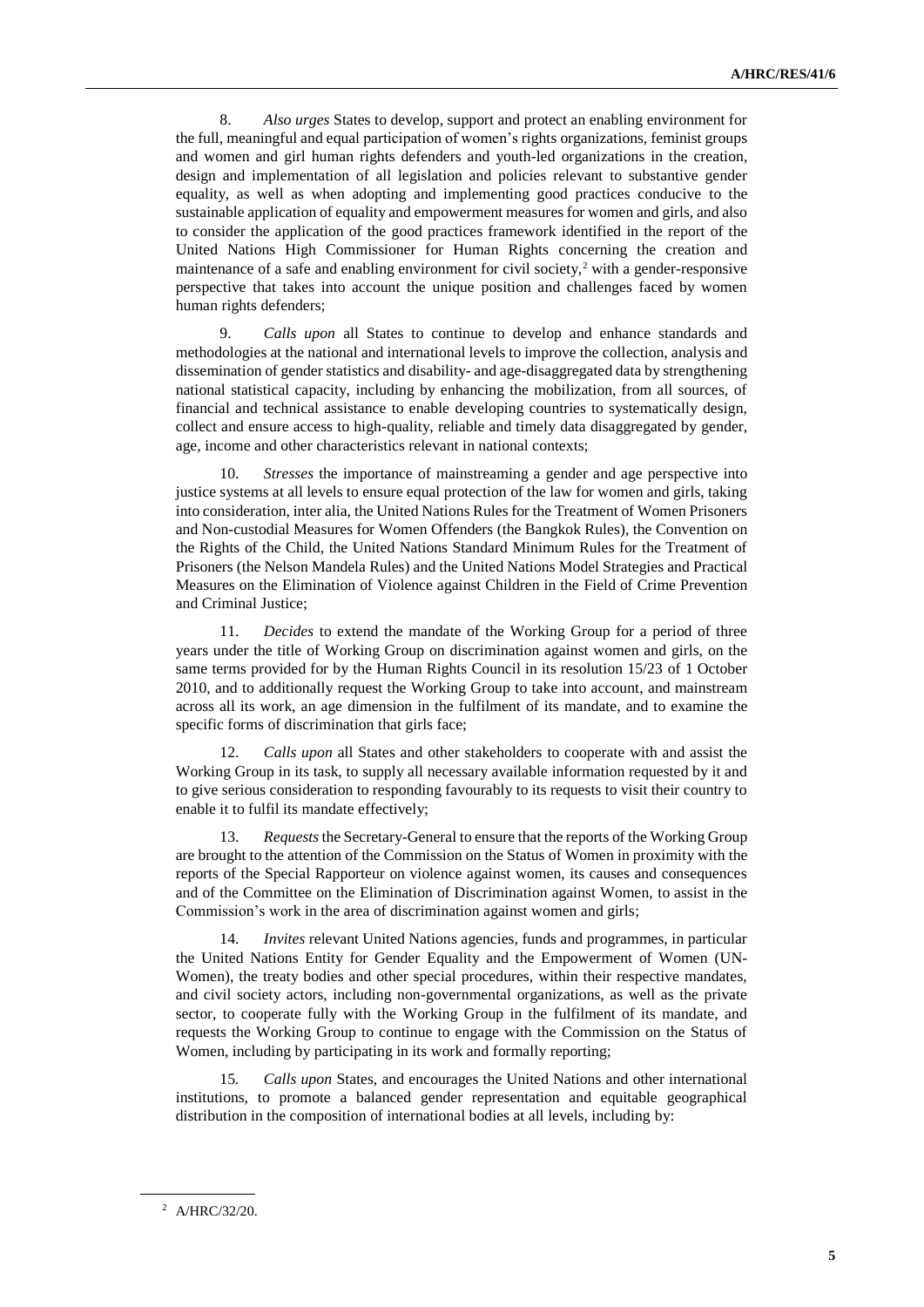8. *Also urges* States to develop, support and protect an enabling environment for the full, meaningful and equal participation of women's rights organizations, feminist groups and women and girl human rights defenders and youth-led organizations in the creation, design and implementation of all legislation and policies relevant to substantive gender equality, as well as when adopting and implementing good practices conducive to the sustainable application of equality and empowerment measures for women and girls, and also to consider the application of the good practices framework identified in the report of the United Nations High Commissioner for Human Rights concerning the creation and maintenance of a safe and enabling environment for civil society,[2] with a gender-responsive perspective that takes into account the unique position and challenges faced by women human rights defenders;

9. *Calls upon* all States to continue to develop and enhance standards and methodologies at the national and international levels to improve the collection, analysis and dissemination of gender statistics and disability- and age-disaggregated data by strengthening national statistical capacity, including by enhancing the mobilization, from all sources, of financial and technical assistance to enable developing countries to systematically design, collect and ensure access to high-quality, reliable and timely data disaggregated by gender, age, income and other characteristics relevant in national contexts;

10. *Stresses* the importance of mainstreaming a gender and age perspective into justice systems at all levels to ensure equal protection of the law for women and girls, taking into consideration, inter alia, the United Nations Rules for the Treatment of Women Prisoners and Non-custodial Measures for Women Offenders (the Bangkok Rules), the Convention on the Rights of the Child, the United Nations Standard Minimum Rules for the Treatment of Prisoners (the Nelson Mandela Rules) and the United Nations Model Strategies and Practical Measures on the Elimination of Violence against Children in the Field of Crime Prevention and Criminal Justice;

11. *Decides* to extend the mandate of the Working Group for a period of three years under the title of Working Group on discrimination against women and girls, on the same terms provided for by the Human Rights Council in its resolution 15/23 of 1 October 2010, and to additionally request the Working Group to take into account, and mainstream across all its work, an age dimension in the fulfilment of its mandate, and to examine the specific forms of discrimination that girls face;

12. *Calls upon* all States and other stakeholders to cooperate with and assist the Working Group in its task, to supply all necessary available information requested by it and to give serious consideration to responding favourably to its requests to visit their country to enable it to fulfil its mandate effectively;

13. *Requests* the Secretary-General to ensure that the reports of the Working Group are brought to the attention of the Commission on the Status of Women in proximity with the reports of the Special Rapporteur on violence against women, its causes and consequences and of the Committee on the Elimination of Discrimination against Women, to assist in the Commission's work in the area of discrimination against women and girls;

14. *Invites* relevant United Nations agencies, funds and programmes, in particular the United Nations Entity for Gender Equality and the Empowerment of Women (UN-Women), the treaty bodies and other special procedures, within their respective mandates, and civil society actors, including non-governmental organizations, as well as the private sector, to cooperate fully with the Working Group in the fulfilment of its mandate, and requests the Working Group to continue to engage with the Commission on the Status of Women, including by participating in its work and formally reporting;

15. *Calls upon* States, and encourages the United Nations and other international institutions, to promote a balanced gender representation and equitable geographical distribution in the composition of international bodies at all levels, including by:

[2] A/HRC/32/20.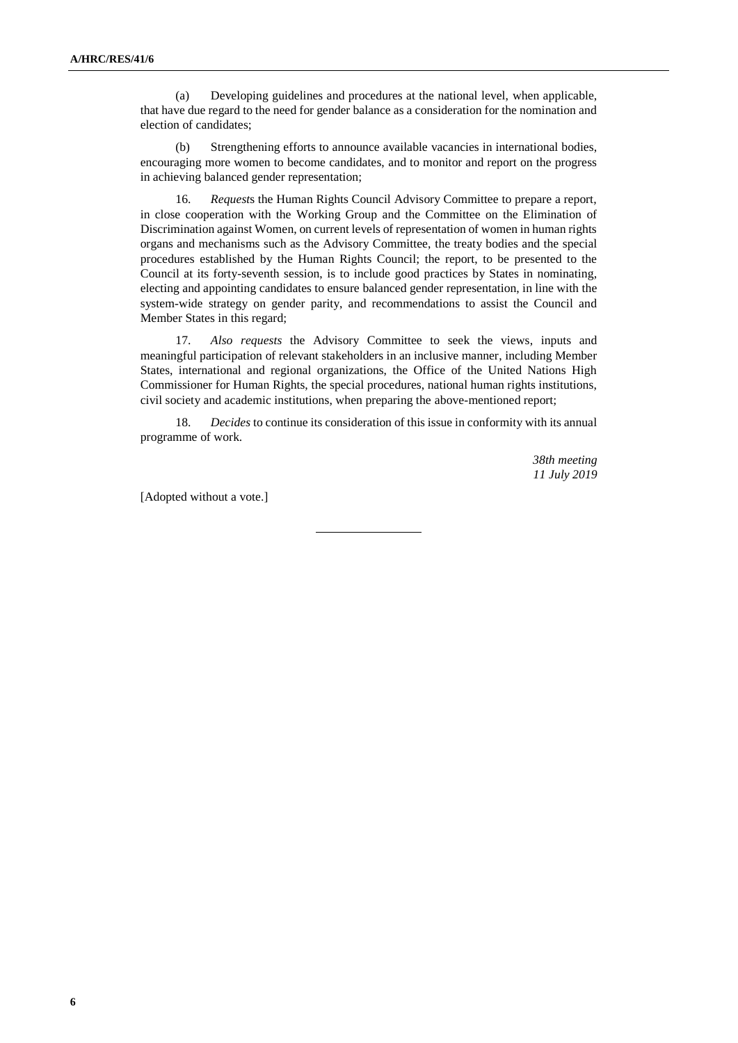(a) Developing guidelines and procedures at the national level, when applicable, that have due regard to the need for gender balance as a consideration for the nomination and election of candidates;

(b) Strengthening efforts to announce available vacancies in international bodies, encouraging more women to become candidates, and to monitor and report on the progress in achieving balanced gender representation;

16. *Requests* the Human Rights Council Advisory Committee to prepare a report, in close cooperation with the Working Group and the Committee on the Elimination of Discrimination against Women, on current levels of representation of women in human rights organs and mechanisms such as the Advisory Committee, the treaty bodies and the special procedures established by the Human Rights Council; the report, to be presented to the Council at its forty-seventh session, is to include good practices by States in nominating, electing and appointing candidates to ensure balanced gender representation, in line with the system-wide strategy on gender parity, and recommendations to assist the Council and Member States in this regard;

17. *Also requests* the Advisory Committee to seek the views, inputs and meaningful participation of relevant stakeholders in an inclusive manner, including Member States, international and regional organizations, the Office of the United Nations High Commissioner for Human Rights, the special procedures, national human rights institutions, civil society and academic institutions, when preparing the above-mentioned report;

18. *Decides* to continue its consideration of this issue in conformity with its annual programme of work.

*38th meeting*
*11 July 2019*

[Adopted without a vote.]